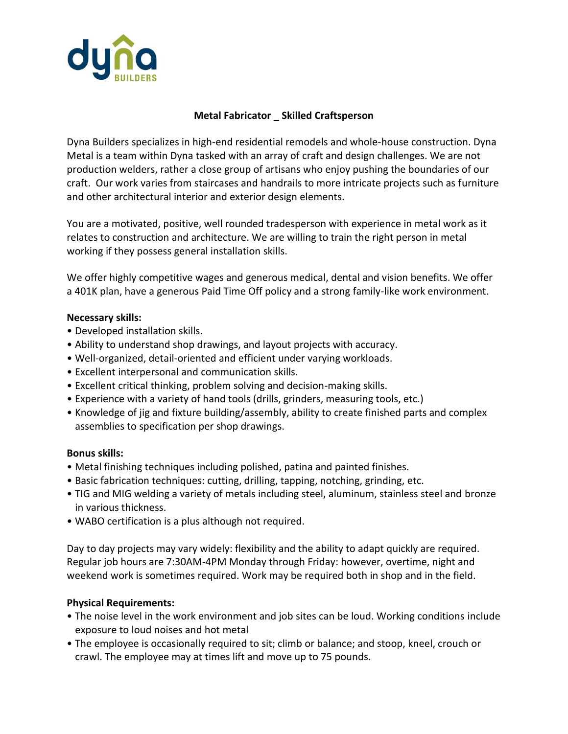dyna BUILDERS

# Metal Fabricator _ Skilled Craftsperson

Dyna Builders specializes in high-end residential remodels and whole-house construction. Dyna Metal is a team within Dyna tasked with an array of craft and design challenges. We are not production welders, rather a close group of artisans who enjoy pushing the boundaries of our craft. Our work varies from staircases and handrails to more intricate projects such as furniture and other architectural interior and exterior design elements.

You are a motivated, positive, well rounded tradesperson with experience in metal work as it relates to construction and architecture. We are willing to train the right person in metal working if they possess general installation skills.

We offer highly competitive wages and generous medical, dental and vision benefits. We offer a 401K plan, have a generous Paid Time Off policy and a strong family-like work environment.

**Necessary skills:**

- Developed installation skills.
- Ability to understand shop drawings, and layout projects with accuracy.
- Well-organized, detail-oriented and efficient under varying workloads.
- Excellent interpersonal and communication skills.
- Excellent critical thinking, problem solving and decision-making skills.
- Experience with a variety of hand tools (drills, grinders, measuring tools, etc.)
- Knowledge of jig and fixture building/assembly, ability to create finished parts and complex assemblies to specification per shop drawings.

**Bonus skills:**

- Metal finishing techniques including polished, patina and painted finishes.
- Basic fabrication techniques: cutting, drilling, tapping, notching, grinding, etc.
- TIG and MIG welding a variety of metals including steel, aluminum, stainless steel and bronze in various thickness.
- WABO certification is a plus although not required.

Day to day projects may vary widely: flexibility and the ability to adapt quickly are required. Regular job hours are 7:30AM-4PM Monday through Friday: however, overtime, night and weekend work is sometimes required. Work may be required both in shop and in the field.

**Physical Requirements:**

- The noise level in the work environment and job sites can be loud. Working conditions include exposure to loud noises and hot metal
- The employee is occasionally required to sit; climb or balance; and stoop, kneel, crouch or crawl. The employee may at times lift and move up to 75 pounds.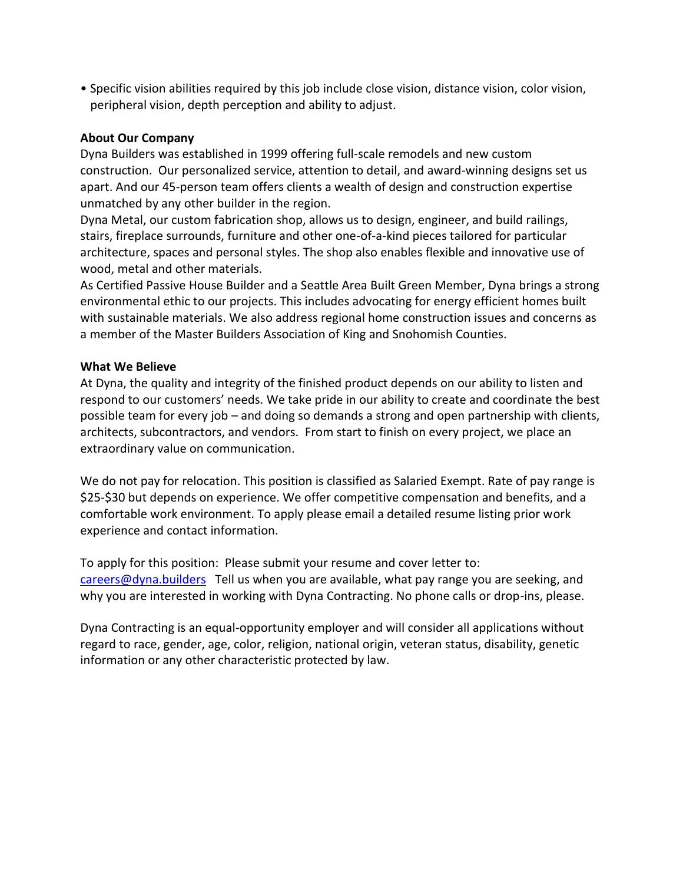- Specific vision abilities required by this job include close vision, distance vision, color vision, peripheral vision, depth perception and ability to adjust.

**About Our Company**

Dyna Builders was established in 1999 offering full-scale remodels and new custom construction. Our personalized service, attention to detail, and award-winning designs set us apart. And our 45-person team offers clients a wealth of design and construction expertise unmatched by any other builder in the region.

Dyna Metal, our custom fabrication shop, allows us to design, engineer, and build railings, stairs, fireplace surrounds, furniture and other one-of-a-kind pieces tailored for particular architecture, spaces and personal styles. The shop also enables flexible and innovative use of wood, metal and other materials.

As Certified Passive House Builder and a Seattle Area Built Green Member, Dyna brings a strong environmental ethic to our projects. This includes advocating for energy efficient homes built with sustainable materials. We also address regional home construction issues and concerns as a member of the Master Builders Association of King and Snohomish Counties.

**What We Believe**

At Dyna, the quality and integrity of the finished product depends on our ability to listen and respond to our customers' needs. We take pride in our ability to create and coordinate the best possible team for every job – and doing so demands a strong and open partnership with clients, architects, subcontractors, and vendors. From start to finish on every project, we place an extraordinary value on communication.

We do not pay for relocation. This position is classified as Salaried Exempt. Rate of pay range is $25-$30 but depends on experience. We offer competitive compensation and benefits, and a comfortable work environment. To apply please email a detailed resume listing prior work experience and contact information.

To apply for this position: Please submit your resume and cover letter to: careers@dyna.builders Tell us when you are available, what pay range you are seeking, and why you are interested in working with Dyna Contracting. No phone calls or drop-ins, please.

Dyna Contracting is an equal-opportunity employer and will consider all applications without regard to race, gender, age, color, religion, national origin, veteran status, disability, genetic information or any other characteristic protected by law.